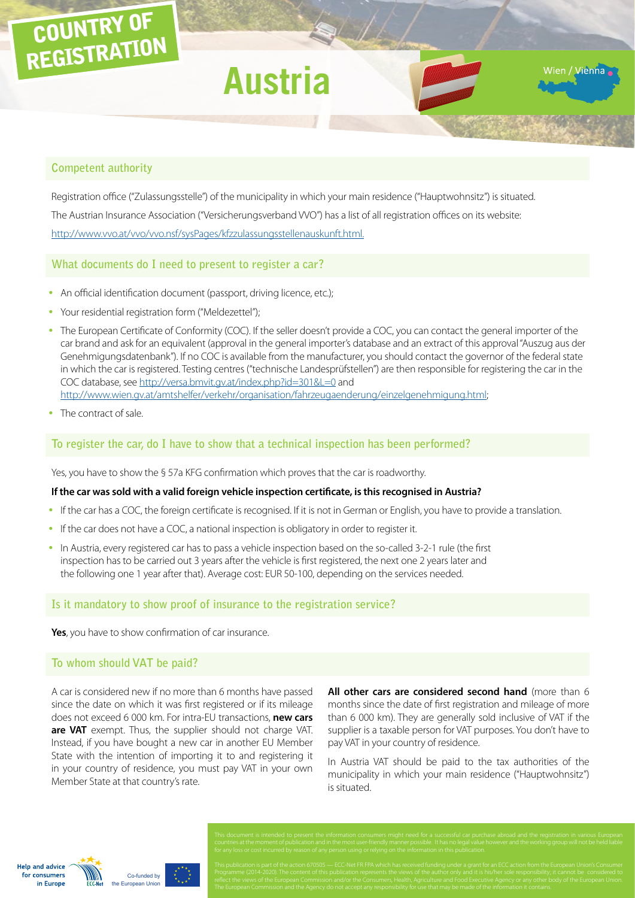# COUNTRY OF REGISTRATION

# Austria

Wien / Vienna

## Competent authority

Registration office ("Zulassungsstelle") of the municipality in which your main residence ("Hauptwohnsitz") is situated.

The Austrian Insurance Association ("Versicherungsverband VVO") has a list of all registration offices on its website:

http://www.vvo.at/vvo/vvo.nsf/sysPages/kfzzulassungsstellenauskunft.html.

## What documents do I need to present to register a car?

- An official identification document (passport, driving licence, etc.);
- Your residential registration form ("Meldezettel");
- The European Certificate of Conformity (COC). If the seller doesn't provide a COC, you can contact the general importer of the car brand and ask for an equivalent (approval in the general importer's database and an extract of this approval "Auszug aus der Genehmigungsdatenbank"). If no COC is available from the manufacturer, you should contact the governor of the federal state in which the car is registered. Testing centres ("technische Landesprüfstellen") are then responsible for registering the car in the COC database, see http://versa.bmvit.gv.at/index.php?id=301&L=0 and http://www.wien.gv.at/amtshelfer/verkehr/organisation/fahrzeugaenderung/einzelgenehmigung.html;
- The contract of sale.

## To register the car, do I have to show that a technical inspection has been performed?

Yes, you have to show the § 57a KFG confirmation which proves that the car is roadworthy.

**If the car was sold with a valid foreign vehicle inspection certificate, is this recognised in Austria?**

- If the car has a COC, the foreign certificate is recognised. If it is not in German or English, you have to provide a translation.
- If the car does not have a COC, a national inspection is obligatory in order to register it.
- In Austria, every registered car has to pass a vehicle inspection based on the so-called 3-2-1 rule (the first inspection has to be carried out 3 years after the vehicle is first registered, the next one 2 years later and the following one 1 year after that). Average cost: EUR 50-100, depending on the services needed.

## Is it mandatory to show proof of insurance to the registration service?

**Yes**, you have to show confirmation of car insurance.

## To whom should VAT be paid?

A car is considered new if no more than 6 months have passed since the date on which it was first registered or if its mileage does not exceed 6 000 km. For intra-EU transactions, **new cars are VAT** exempt. Thus, the supplier should not charge VAT. Instead, if you have bought a new car in another EU Member State with the intention of importing it to and registering it in your country of residence, you must pay VAT in your own Member State at that country's rate.

**All other cars are considered second hand** (more than 6 months since the date of first registration and mileage of more than 6 000 km). They are generally sold inclusive of VAT if the supplier is a taxable person for VAT purposes. You don't have to pay VAT in your country of residence.

In Austria VAT should be paid to the tax authorities of the municipality in which your main residence ("Hauptwohnsitz") is situated.

This document is intended to present the information consumers might need for a successful car purchase abroad and the registration in various European countries at the moment of publication and in the most user-friendly manner possible. It has no legal value however and the working group will not be held liable for any loss or cost incurred by reason of any person using or relying on the information in this publication.

This publication is part of the action 670505 — ECC-Net FR FPA which has received funding under a grant for an ECC action from the European Union's Consumer Programme (2014-2020). The content of this publication represents the views of the author only and it is his/her sole responsibility; it cannot be considered to reflect the views of the European Commission and/or the Consumers, Health, Agriculture and Food Executive Agency or any other body of the European Union. The European Commission and the Agency do not accept any responsibility for use that may be made of the information it contains.

Help and advice for consumers in Europe — ECC-Net

Co-funded by the European Union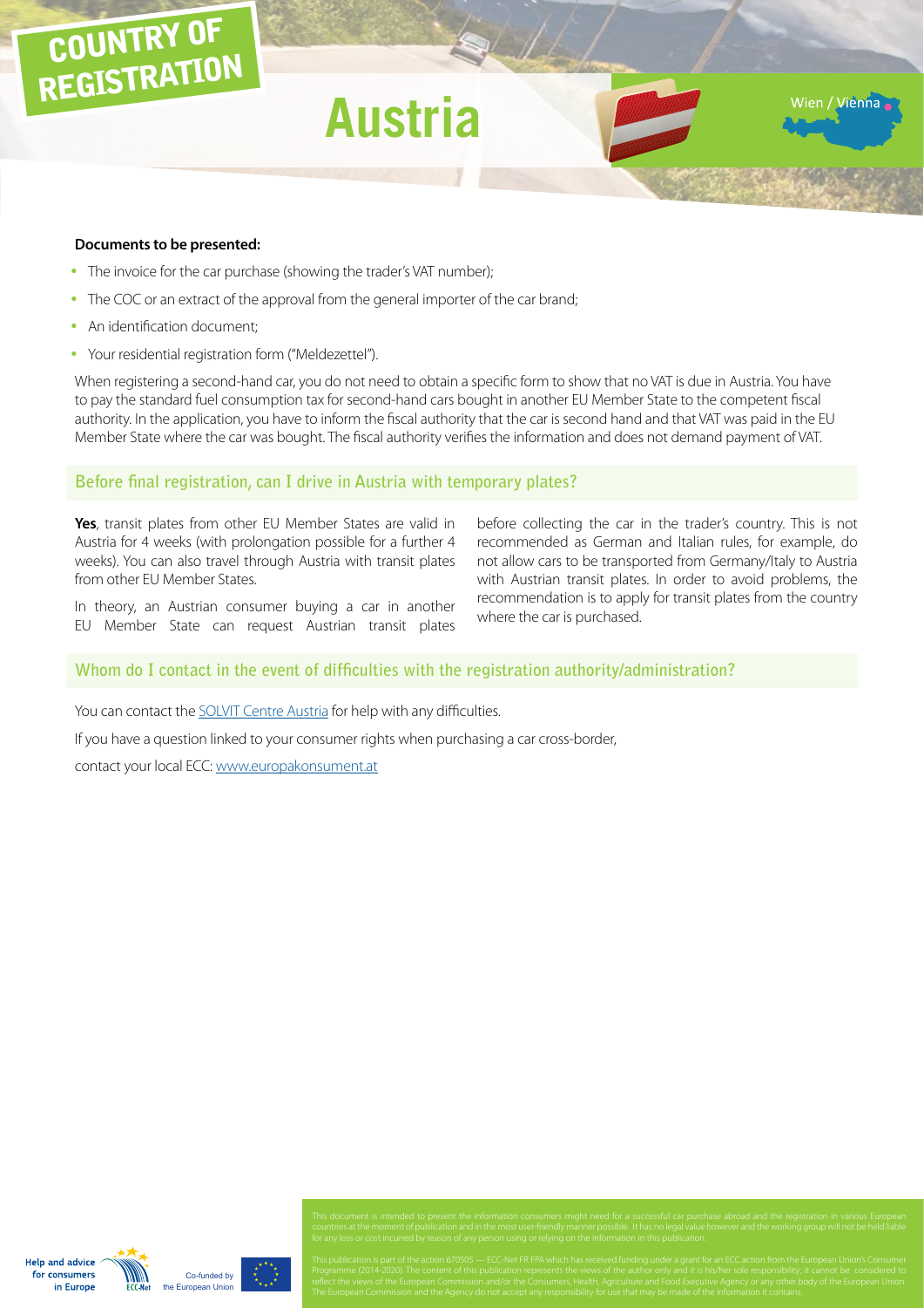COUNTRY OF REGISTRATION

# Austria

Wien / Vienna

**Documents to be presented:**

- The invoice for the car purchase (showing the trader's VAT number);
- The COC or an extract of the approval from the general importer of the car brand;
- An identification document;
- Your residential registration form ("Meldezettel").

When registering a second-hand car, you do not need to obtain a specific form to show that no VAT is due in Austria. You have to pay the standard fuel consumption tax for second-hand cars bought in another EU Member State to the competent fiscal authority. In the application, you have to inform the fiscal authority that the car is second hand and that VAT was paid in the EU Member State where the car was bought. The fiscal authority verifies the information and does not demand payment of VAT.

## Before final registration, can I drive in Austria with temporary plates?

**Yes**, transit plates from other EU Member States are valid in Austria for 4 weeks (with prolongation possible for a further 4 weeks). You can also travel through Austria with transit plates from other EU Member States.

In theory, an Austrian consumer buying a car in another EU Member State can request Austrian transit plates before collecting the car in the trader's country. This is not recommended as German and Italian rules, for example, do not allow cars to be transported from Germany/Italy to Austria with Austrian transit plates. In order to avoid problems, the recommendation is to apply for transit plates from the country where the car is purchased.

## Whom do I contact in the event of difficulties with the registration authority/administration?

You can contact the SOLVIT Centre Austria for help with any difficulties.

If you have a question linked to your consumer rights when purchasing a car cross-border,

contact your local ECC: www.europakonsument.at

Help and advice for consumers in Europe

ECC-Net

Co-funded by the European Union

This document is intended to present the information consumers might need for a successful car purchase abroad and the registration in various European countries at the moment of publication and in the most user-friendly manner possible. It has no legal value however and the working group will not be held liable for any loss or cost incurred by reason of any person using or relying on the information in this publication.

This publication is part of the action 670505 — ECC-Net FR FPA which has received funding under a grant for an ECC action from the European Union's Consumer Programme (2014-2020). The content of this publication represents the views of the author only and it is his/her sole responsibility; it cannot be considered to reflect the views of the European Commission and/or the Consumers, Health, Agriculture and Food Executive Agency or any other body of the European Union. The European Commission and the Agency do not accept any responsibility for use that may be made of the information it contains.